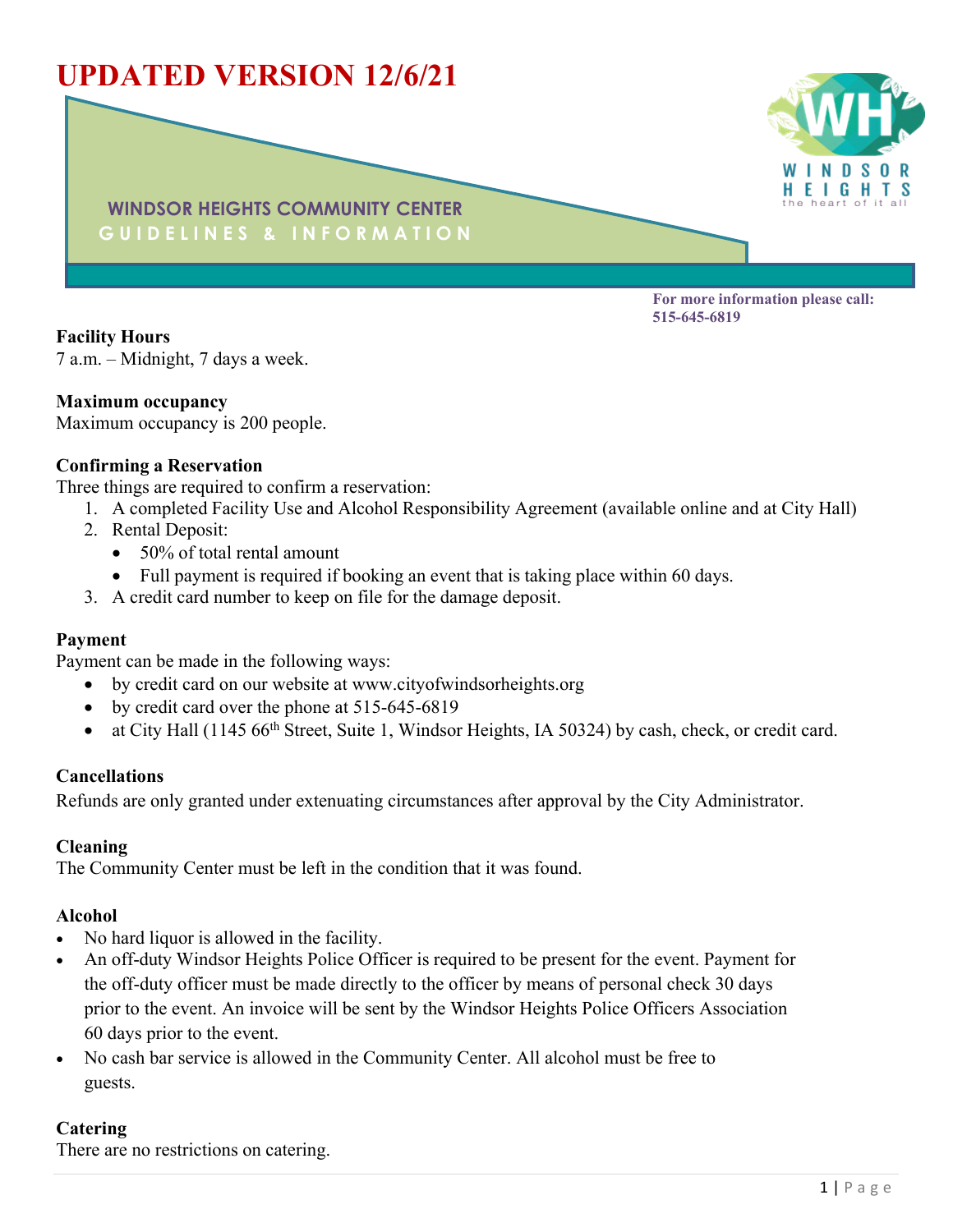# UPDATED VERSION 12/6/21

## WINDSOR HEIGHTS COMMUNITY CENTER
## GUIDELINES & INFORMATION

**For more information please call: 515-645-6819**

**Facility Hours**
7 a.m. – Midnight, 7 days a week.

**Maximum occupancy**
Maximum occupancy is 200 people.

**Confirming a Reservation**
Three things are required to confirm a reservation:

1. A completed Facility Use and Alcohol Responsibility Agreement (available online and at City Hall)
2. Rental Deposit:
   - 50% of total rental amount
   - Full payment is required if booking an event that is taking place within 60 days.
3. A credit card number to keep on file for the damage deposit.

**Payment**
Payment can be made in the following ways:

- by credit card on our website at www.cityofwindsorheights.org
- by credit card over the phone at 515-645-6819
- at City Hall (1145 66th Street, Suite 1, Windsor Heights, IA 50324) by cash, check, or credit card.

**Cancellations**
Refunds are only granted under extenuating circumstances after approval by the City Administrator.

**Cleaning**
The Community Center must be left in the condition that it was found.

**Alcohol**

- No hard liquor is allowed in the facility.
- An off-duty Windsor Heights Police Officer is required to be present for the event. Payment for the off-duty officer must be made directly to the officer by means of personal check 30 days prior to the event. An invoice will be sent by the Windsor Heights Police Officers Association 60 days prior to the event.
- No cash bar service is allowed in the Community Center. All alcohol must be free to guests.

**Catering**
There are no restrictions on catering.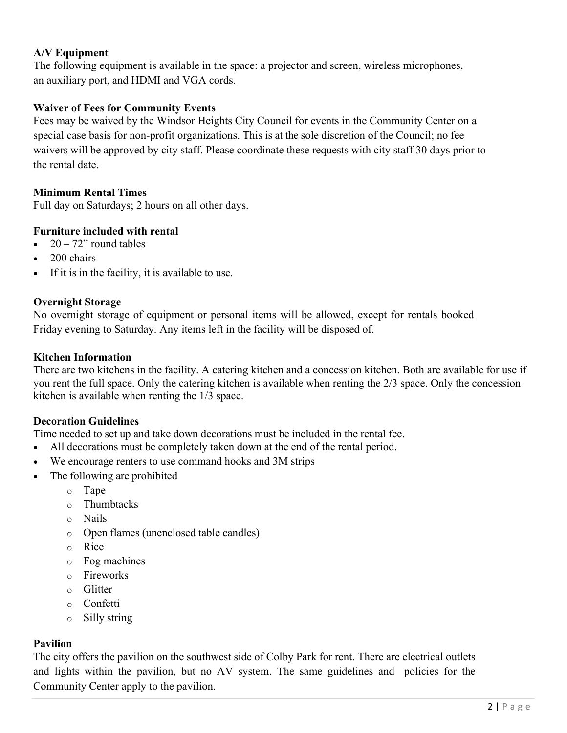**A/V Equipment**
The following equipment is available in the space: a projector and screen, wireless microphones, an auxiliary port, and HDMI and VGA cords.

**Waiver of Fees for Community Events**
Fees may be waived by the Windsor Heights City Council for events in the Community Center on a special case basis for non-profit organizations. This is at the sole discretion of the Council; no fee waivers will be approved by city staff. Please coordinate these requests with city staff 30 days prior to the rental date.

**Minimum Rental Times**
Full day on Saturdays; 2 hours on all other days.

**Furniture included with rental**

- 20 – 72" round tables
- 200 chairs
- If it is in the facility, it is available to use.

**Overnight Storage**
No overnight storage of equipment or personal items will be allowed, except for rentals booked Friday evening to Saturday. Any items left in the facility will be disposed of.

**Kitchen Information**
There are two kitchens in the facility. A catering kitchen and a concession kitchen. Both are available for use if you rent the full space. Only the catering kitchen is available when renting the 2/3 space. Only the concession kitchen is available when renting the 1/3 space.

**Decoration Guidelines**
Time needed to set up and take down decorations must be included in the rental fee.

- All decorations must be completely taken down at the end of the rental period.
- We encourage renters to use command hooks and 3M strips
- The following are prohibited
  - Tape
  - Thumbtacks
  - Nails
  - Open flames (unenclosed table candles)
  - Rice
  - Fog machines
  - Fireworks
  - Glitter
  - Confetti
  - Silly string

**Pavilion**
The city offers the pavilion on the southwest side of Colby Park for rent. There are electrical outlets and lights within the pavilion, but no AV system. The same guidelines and policies for the Community Center apply to the pavilion.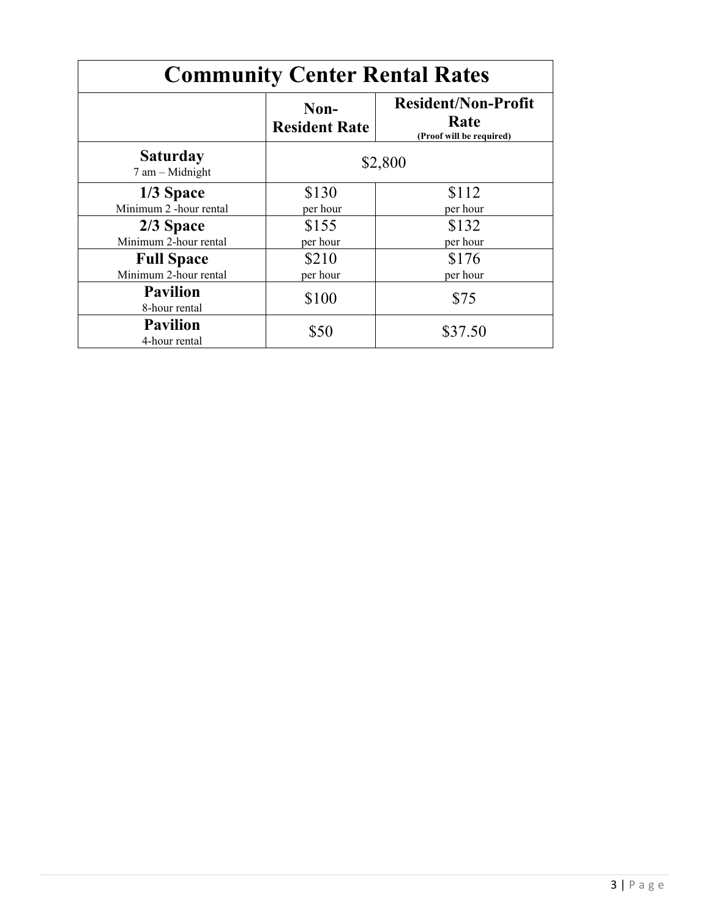| Community Center Rental Rates | | |
|---|---|---|
| | **Non-Resident Rate** | **Resident/Non-Profit Rate** (Proof will be required) |
| **Saturday** 7 am – Midnight | $2,800 | |
| **1/3 Space** Minimum 2 -hour rental | $130 per hour | $112 per hour |
| **2/3 Space** Minimum 2-hour rental | $155 per hour | $132 per hour |
| **Full Space** Minimum 2-hour rental | $210 per hour | $176 per hour |
| **Pavilion** 8-hour rental | $100 | $75 |
| **Pavilion** 4-hour rental | $50 | $37.50 |